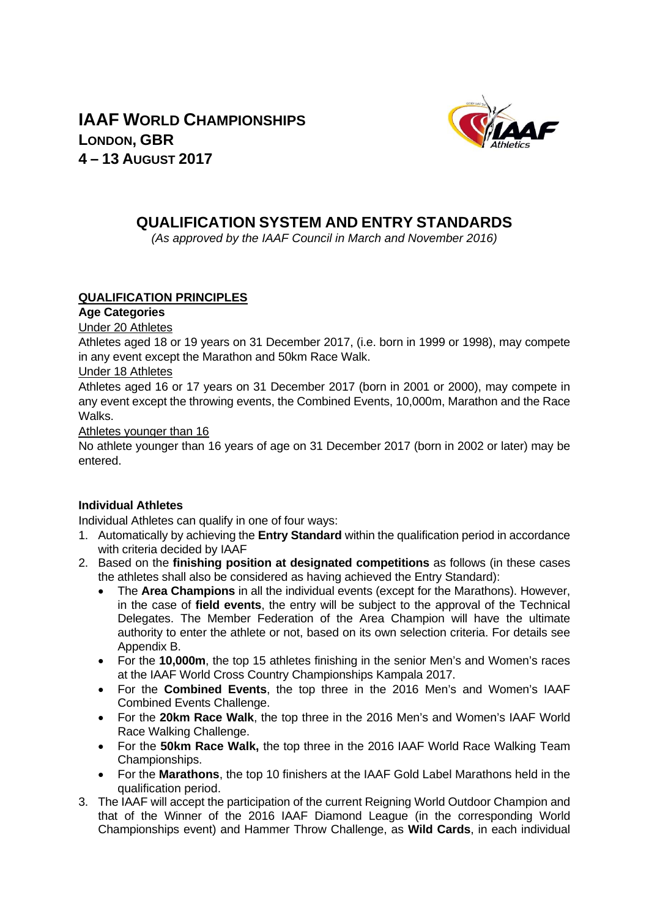# IAAF WORLD CHAMPIONSHIPS
## LONDON, GBR
## 4 – 13 AUGUST 2017

## QUALIFICATION SYSTEM AND ENTRY STANDARDS

*(As approved by the IAAF Council in March and November 2016)*

### QUALIFICATION PRINCIPLES

**Age Categories**

Under 20 Athletes

Athletes aged 18 or 19 years on 31 December 2017, (i.e. born in 1999 or 1998), may compete in any event except the Marathon and 50km Race Walk.

Under 18 Athletes

Athletes aged 16 or 17 years on 31 December 2017 (born in 2001 or 2000), may compete in any event except the throwing events, the Combined Events, 10,000m, Marathon and the Race Walks.

Athletes younger than 16

No athlete younger than 16 years of age on 31 December 2017 (born in 2002 or later) may be entered.

**Individual Athletes**

Individual Athletes can qualify in one of four ways:

1. Automatically by achieving the **Entry Standard** within the qualification period in accordance with criteria decided by IAAF
2. Based on the **finishing position at designated competitions** as follows (in these cases the athletes shall also be considered as having achieved the Entry Standard):
   - The **Area Champions** in all the individual events (except for the Marathons). However, in the case of **field events**, the entry will be subject to the approval of the Technical Delegates. The Member Federation of the Area Champion will have the ultimate authority to enter the athlete or not, based on its own selection criteria. For details see Appendix B.
   - For the **10,000m**, the top 15 athletes finishing in the senior Men's and Women's races at the IAAF World Cross Country Championships Kampala 2017.
   - For the **Combined Events**, the top three in the 2016 Men's and Women's IAAF Combined Events Challenge.
   - For the **20km Race Walk**, the top three in the 2016 Men's and Women's IAAF World Race Walking Challenge.
   - For the **50km Race Walk,** the top three in the 2016 IAAF World Race Walking Team Championships.
   - For the **Marathons**, the top 10 finishers at the IAAF Gold Label Marathons held in the qualification period.
3. The IAAF will accept the participation of the current Reigning World Outdoor Champion and that of the Winner of the 2016 IAAF Diamond League (in the corresponding World Championships event) and Hammer Throw Challenge, as **Wild Cards**, in each individual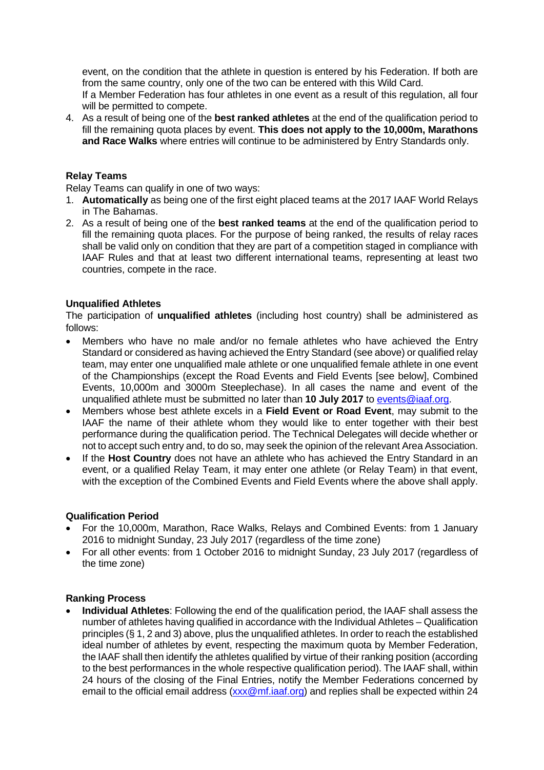event, on the condition that the athlete in question is entered by his Federation. If both are from the same country, only one of the two can be entered with this Wild Card.
If a Member Federation has four athletes in one event as a result of this regulation, all four will be permitted to compete.

4. As a result of being one of the **best ranked athletes** at the end of the qualification period to fill the remaining quota places by event. **This does not apply to the 10,000m, Marathons and Race Walks** where entries will continue to be administered by Entry Standards only.

**Relay Teams**

Relay Teams can qualify in one of two ways:

1. **Automatically** as being one of the first eight placed teams at the 2017 IAAF World Relays in The Bahamas.
2. As a result of being one of the **best ranked teams** at the end of the qualification period to fill the remaining quota places. For the purpose of being ranked, the results of relay races shall be valid only on condition that they are part of a competition staged in compliance with IAAF Rules and that at least two different international teams, representing at least two countries, compete in the race.

**Unqualified Athletes**

The participation of **unqualified athletes** (including host country) shall be administered as follows:

- Members who have no male and/or no female athletes who have achieved the Entry Standard or considered as having achieved the Entry Standard (see above) or qualified relay team, may enter one unqualified male athlete or one unqualified female athlete in one event of the Championships (except the Road Events and Field Events [see below], Combined Events, 10,000m and 3000m Steeplechase). In all cases the name and event of the unqualified athlete must be submitted no later than **10 July 2017** to events@iaaf.org.
- Members whose best athlete excels in a **Field Event or Road Event**, may submit to the IAAF the name of their athlete whom they would like to enter together with their best performance during the qualification period. The Technical Delegates will decide whether or not to accept such entry and, to do so, may seek the opinion of the relevant Area Association.
- If the **Host Country** does not have an athlete who has achieved the Entry Standard in an event, or a qualified Relay Team, it may enter one athlete (or Relay Team) in that event, with the exception of the Combined Events and Field Events where the above shall apply.

**Qualification Period**

- For the 10,000m, Marathon, Race Walks, Relays and Combined Events: from 1 January 2016 to midnight Sunday, 23 July 2017 (regardless of the time zone)
- For all other events: from 1 October 2016 to midnight Sunday, 23 July 2017 (regardless of the time zone)

**Ranking Process**

- **Individual Athletes**: Following the end of the qualification period, the IAAF shall assess the number of athletes having qualified in accordance with the Individual Athletes – Qualification principles (§ 1, 2 and 3) above, plus the unqualified athletes. In order to reach the established ideal number of athletes by event, respecting the maximum quota by Member Federation, the IAAF shall then identify the athletes qualified by virtue of their ranking position (according to the best performances in the whole respective qualification period). The IAAF shall, within 24 hours of the closing of the Final Entries, notify the Member Federations concerned by email to the official email address (xxx@mf.iaaf.org) and replies shall be expected within 24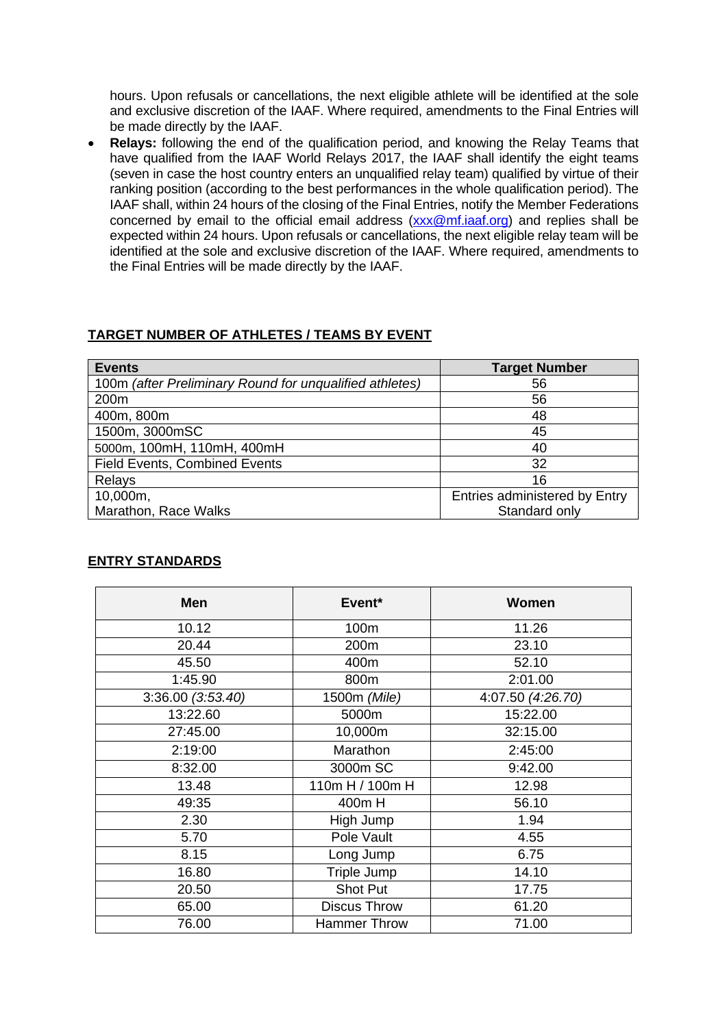hours. Upon refusals or cancellations, the next eligible athlete will be identified at the sole and exclusive discretion of the IAAF. Where required, amendments to the Final Entries will be made directly by the IAAF.

- **Relays:** following the end of the qualification period, and knowing the Relay Teams that have qualified from the IAAF World Relays 2017, the IAAF shall identify the eight teams (seven in case the host country enters an unqualified relay team) qualified by virtue of their ranking position (according to the best performances in the whole qualification period). The IAAF shall, within 24 hours of the closing of the Final Entries, notify the Member Federations concerned by email to the official email address (xxx@mf.iaaf.org) and replies shall be expected within 24 hours. Upon refusals or cancellations, the next eligible relay team will be identified at the sole and exclusive discretion of the IAAF. Where required, amendments to the Final Entries will be made directly by the IAAF.

## TARGET NUMBER OF ATHLETES / TEAMS BY EVENT

| Events | Target Number |
|---|---|
| 100m *(after Preliminary Round for unqualified athletes)* | 56 |
| 200m | 56 |
| 400m, 800m | 48 |
| 1500m, 3000mSC | 45 |
| 5000m, 100mH, 110mH, 400mH | 40 |
| Field Events, Combined Events | 32 |
| Relays | 16 |
| 10,000m, Marathon, Race Walks | Entries administered by Entry Standard only |

## ENTRY STANDARDS

| Men | Event* | Women |
|---|---|---|
| 10.12 | 100m | 11.26 |
| 20.44 | 200m | 23.10 |
| 45.50 | 400m | 52.10 |
| 1:45.90 | 800m | 2:01.00 |
| 3:36.00 *(3:53.40)* | 1500m *(Mile)* | 4:07.50 *(4:26.70)* |
| 13:22.60 | 5000m | 15:22.00 |
| 27:45.00 | 10,000m | 32:15.00 |
| 2:19:00 | Marathon | 2:45:00 |
| 8:32.00 | 3000m SC | 9:42.00 |
| 13.48 | 110m H / 100m H | 12.98 |
| 49:35 | 400m H | 56.10 |
| 2.30 | High Jump | 1.94 |
| 5.70 | Pole Vault | 4.55 |
| 8.15 | Long Jump | 6.75 |
| 16.80 | Triple Jump | 14.10 |
| 20.50 | Shot Put | 17.75 |
| 65.00 | Discus Throw | 61.20 |
| 76.00 | Hammer Throw | 71.00 |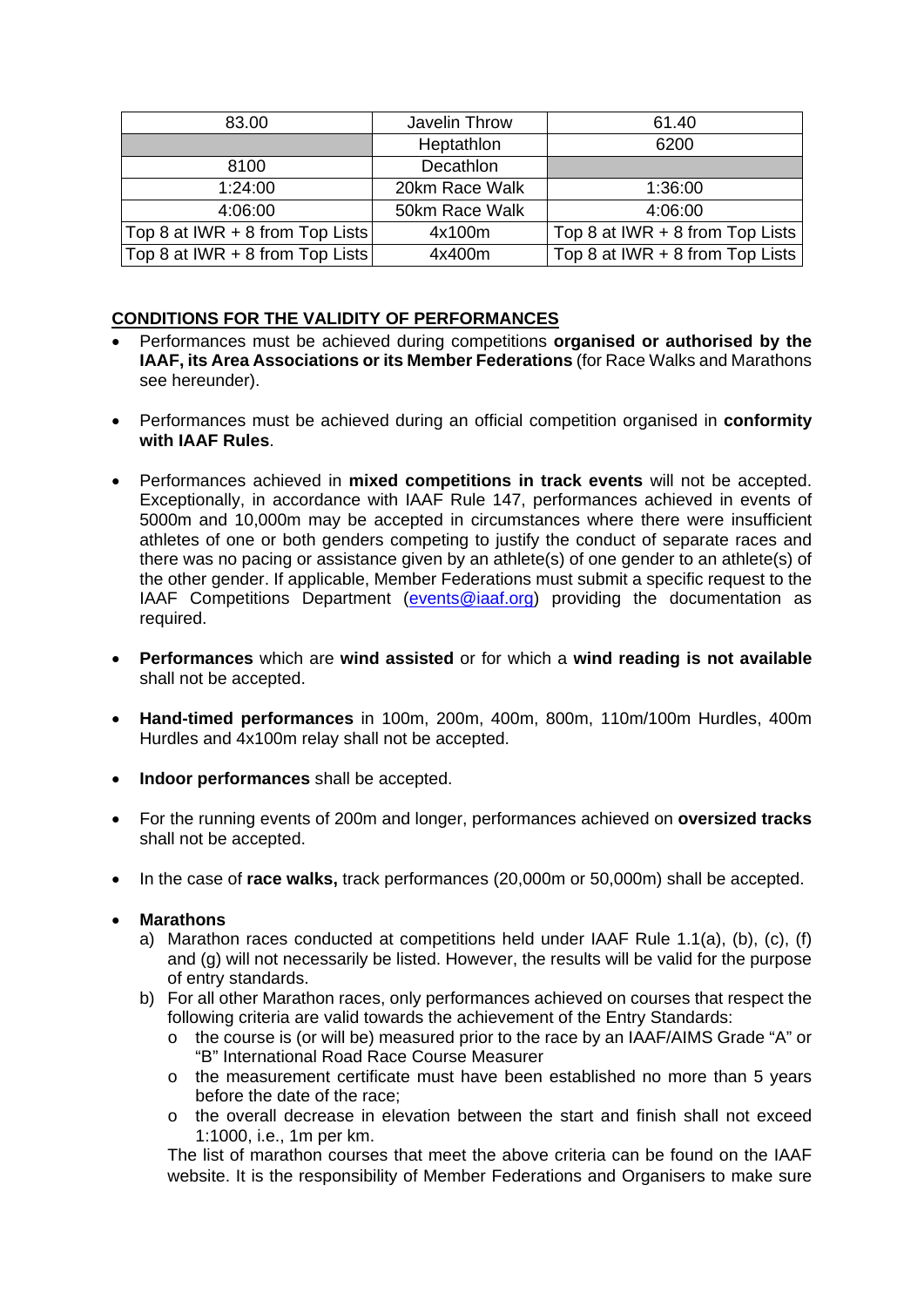| | | |
|---|---|---|
| 83.00 | Javelin Throw | 61.40 |
| | Heptathlon | 6200 |
| 8100 | Decathlon | |
| 1:24:00 | 20km Race Walk | 1:36:00 |
| 4:06:00 | 50km Race Walk | 4:06:00 |
| Top 8 at IWR + 8 from Top Lists | 4x100m | Top 8 at IWR + 8 from Top Lists |
| Top 8 at IWR + 8 from Top Lists | 4x400m | Top 8 at IWR + 8 from Top Lists |

## CONDITIONS FOR THE VALIDITY OF PERFORMANCES

- Performances must be achieved during competitions **organised or authorised by the IAAF, its Area Associations or its Member Federations** (for Race Walks and Marathons see hereunder).

- Performances must be achieved during an official competition organised in **conformity with IAAF Rules**.

- Performances achieved in **mixed competitions in track events** will not be accepted. Exceptionally, in accordance with IAAF Rule 147, performances achieved in events of 5000m and 10,000m may be accepted in circumstances where there were insufficient athletes of one or both genders competing to justify the conduct of separate races and there was no pacing or assistance given by an athlete(s) of one gender to an athlete(s) of the other gender. If applicable, Member Federations must submit a specific request to the IAAF Competitions Department (events@iaaf.org) providing the documentation as required.

- **Performances** which are **wind assisted** or for which a **wind reading is not available** shall not be accepted.

- **Hand-timed performances** in 100m, 200m, 400m, 800m, 110m/100m Hurdles, 400m Hurdles and 4x100m relay shall not be accepted.

- **Indoor performances** shall be accepted.

- For the running events of 200m and longer, performances achieved on **oversized tracks** shall not be accepted.

- In the case of **race walks,** track performances (20,000m or 50,000m) shall be accepted.

- **Marathons**
  a) Marathon races conducted at competitions held under IAAF Rule 1.1(a), (b), (c), (f) and (g) will not necessarily be listed. However, the results will be valid for the purpose of entry standards.
  b) For all other Marathon races, only performances achieved on courses that respect the following criteria are valid towards the achievement of the Entry Standards:
     - the course is (or will be) measured prior to the race by an IAAF/AIMS Grade “A” or “B” International Road Race Course Measurer
     - the measurement certificate must have been established no more than 5 years before the date of the race;
     - the overall decrease in elevation between the start and finish shall not exceed 1:1000, i.e., 1m per km.

     The list of marathon courses that meet the above criteria can be found on the IAAF website. It is the responsibility of Member Federations and Organisers to make sure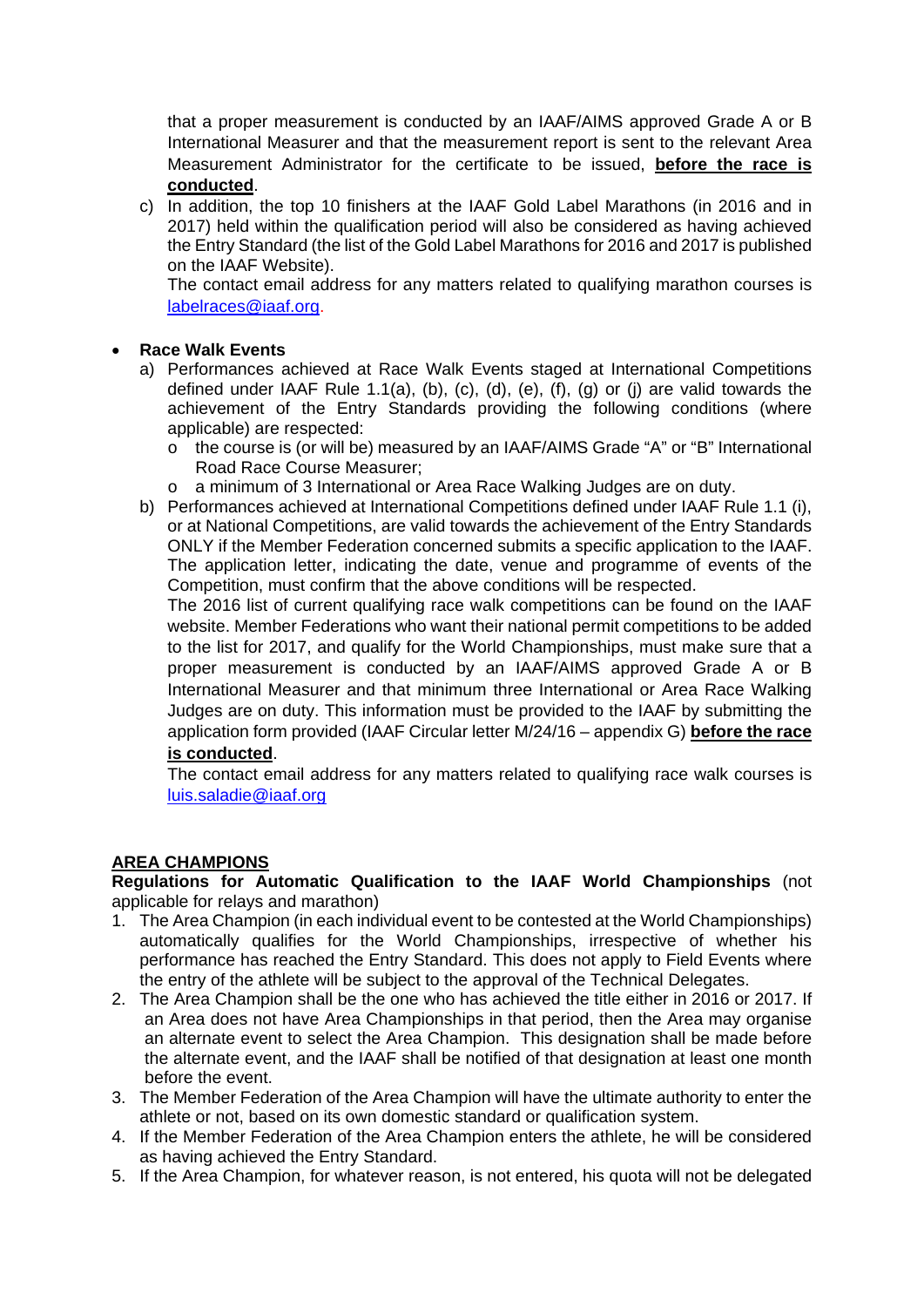that a proper measurement is conducted by an IAAF/AIMS approved Grade A or B International Measurer and that the measurement report is sent to the relevant Area Measurement Administrator for the certificate to be issued, **before the race is conducted**.

c) In addition, the top 10 finishers at the IAAF Gold Label Marathons (in 2016 and in 2017) held within the qualification period will also be considered as having achieved the Entry Standard (the list of the Gold Label Marathons for 2016 and 2017 is published on the IAAF Website).
   The contact email address for any matters related to qualifying marathon courses is labelraces@iaaf.org.

- **Race Walk Events**
  a) Performances achieved at Race Walk Events staged at International Competitions defined under IAAF Rule 1.1(a), (b), (c), (d), (e), (f), (g) or (j) are valid towards the achievement of the Entry Standards providing the following conditions (where applicable) are respected:
     - the course is (or will be) measured by an IAAF/AIMS Grade "A" or "B" International Road Race Course Measurer;
     - a minimum of 3 International or Area Race Walking Judges are on duty.

  b) Performances achieved at International Competitions defined under IAAF Rule 1.1 (i), or at National Competitions, are valid towards the achievement of the Entry Standards ONLY if the Member Federation concerned submits a specific application to the IAAF. The application letter, indicating the date, venue and programme of events of the Competition, must confirm that the above conditions will be respected.
     The 2016 list of current qualifying race walk competitions can be found on the IAAF website. Member Federations who want their national permit competitions to be added to the list for 2017, and qualify for the World Championships, must make sure that a proper measurement is conducted by an IAAF/AIMS approved Grade A or B International Measurer and that minimum three International or Area Race Walking Judges are on duty. This information must be provided to the IAAF by submitting the application form provided (IAAF Circular letter M/24/16 – appendix G) **before the race is conducted**.
     The contact email address for any matters related to qualifying race walk courses is luis.saladie@iaaf.org

## AREA CHAMPIONS

**Regulations for Automatic Qualification to the IAAF World Championships** (not applicable for relays and marathon)

1. The Area Champion (in each individual event to be contested at the World Championships) automatically qualifies for the World Championships, irrespective of whether his performance has reached the Entry Standard. This does not apply to Field Events where the entry of the athlete will be subject to the approval of the Technical Delegates.
2. The Area Champion shall be the one who has achieved the title either in 2016 or 2017. If an Area does not have Area Championships in that period, then the Area may organise an alternate event to select the Area Champion. This designation shall be made before the alternate event, and the IAAF shall be notified of that designation at least one month before the event.
3. The Member Federation of the Area Champion will have the ultimate authority to enter the athlete or not, based on its own domestic standard or qualification system.
4. If the Member Federation of the Area Champion enters the athlete, he will be considered as having achieved the Entry Standard.
5. If the Area Champion, for whatever reason, is not entered, his quota will not be delegated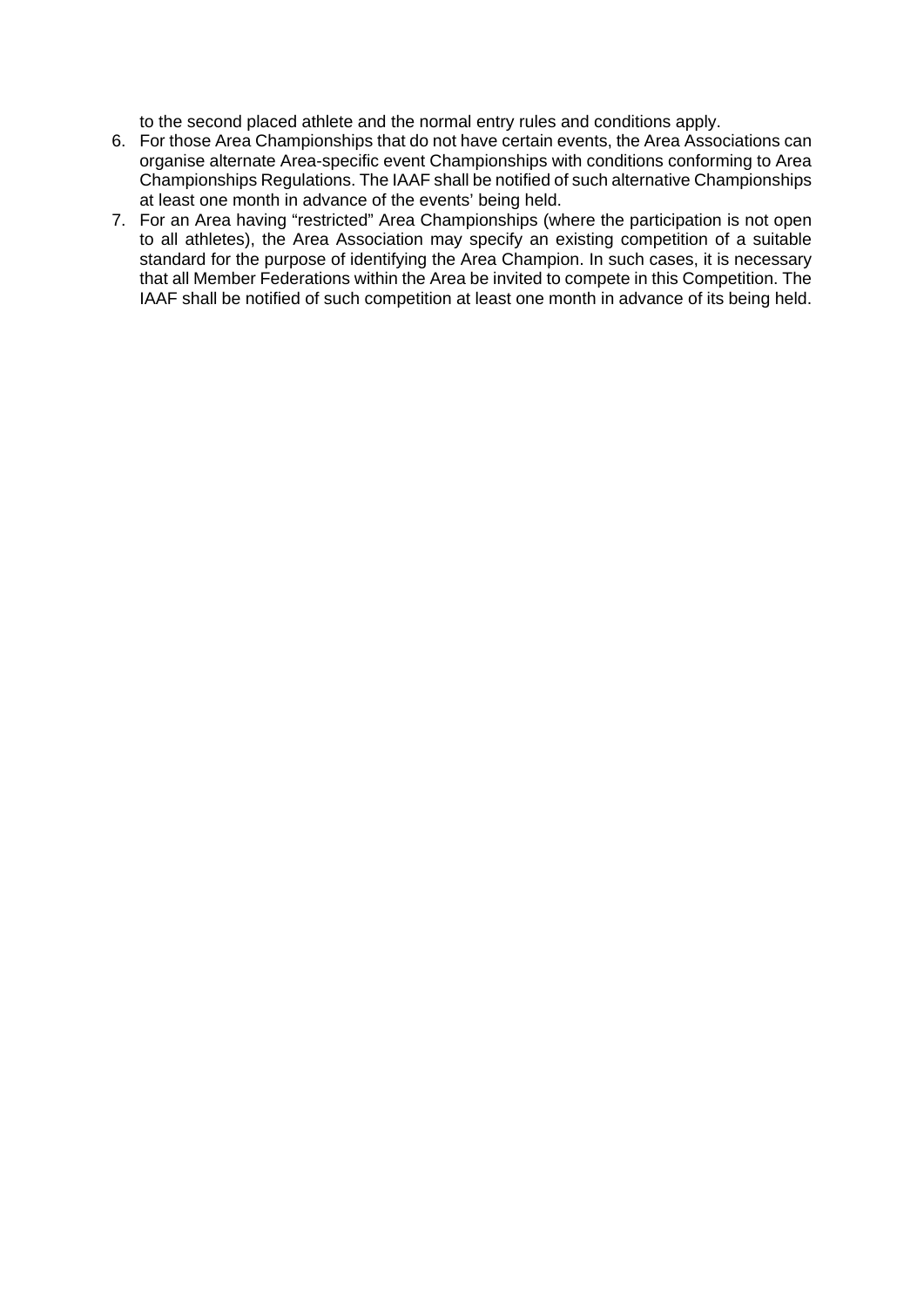to the second placed athlete and the normal entry rules and conditions apply.

6. For those Area Championships that do not have certain events, the Area Associations can organise alternate Area-specific event Championships with conditions conforming to Area Championships Regulations. The IAAF shall be notified of such alternative Championships at least one month in advance of the events' being held.
7. For an Area having "restricted" Area Championships (where the participation is not open to all athletes), the Area Association may specify an existing competition of a suitable standard for the purpose of identifying the Area Champion. In such cases, it is necessary that all Member Federations within the Area be invited to compete in this Competition. The IAAF shall be notified of such competition at least one month in advance of its being held.